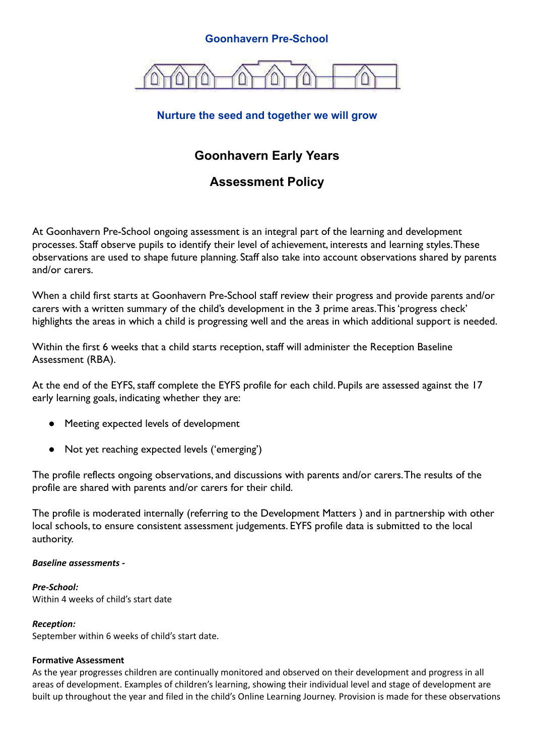**Goonhavern Pre-School**

**Nurture the seed and together we will grow**

# Goonhavern Early Years

# Assessment Policy

At Goonhavern Pre-School ongoing assessment is an integral part of the learning and development processes. Staff observe pupils to identify their level of achievement, interests and learning styles. These observations are used to shape future planning. Staff also take into account observations shared by parents and/or carers.

When a child first starts at Goonhavern Pre-School staff review their progress and provide parents and/or carers with a written summary of the child's development in the 3 prime areas. This 'progress check' highlights the areas in which a child is progressing well and the areas in which additional support is needed.

Within the first 6 weeks that a child starts reception, staff will administer the Reception Baseline Assessment (RBA).

At the end of the EYFS, staff complete the EYFS profile for each child. Pupils are assessed against the 17 early learning goals, indicating whether they are:

- Meeting expected levels of development
- Not yet reaching expected levels ('emerging')

The profile reflects ongoing observations, and discussions with parents and/or carers. The results of the profile are shared with parents and/or carers for their child.

The profile is moderated internally (referring to the Development Matters ) and in partnership with other local schools, to ensure consistent assessment judgements. EYFS profile data is submitted to the local authority.

***Baseline assessments -***

***Pre-School:***
Within 4 weeks of child's start date

***Reception:***
September within 6 weeks of child's start date.

**Formative Assessment**
As the year progresses children are continually monitored and observed on their development and progress in all areas of development. Examples of children's learning, showing their individual level and stage of development are built up throughout the year and filed in the child's Online Learning Journey. Provision is made for these observations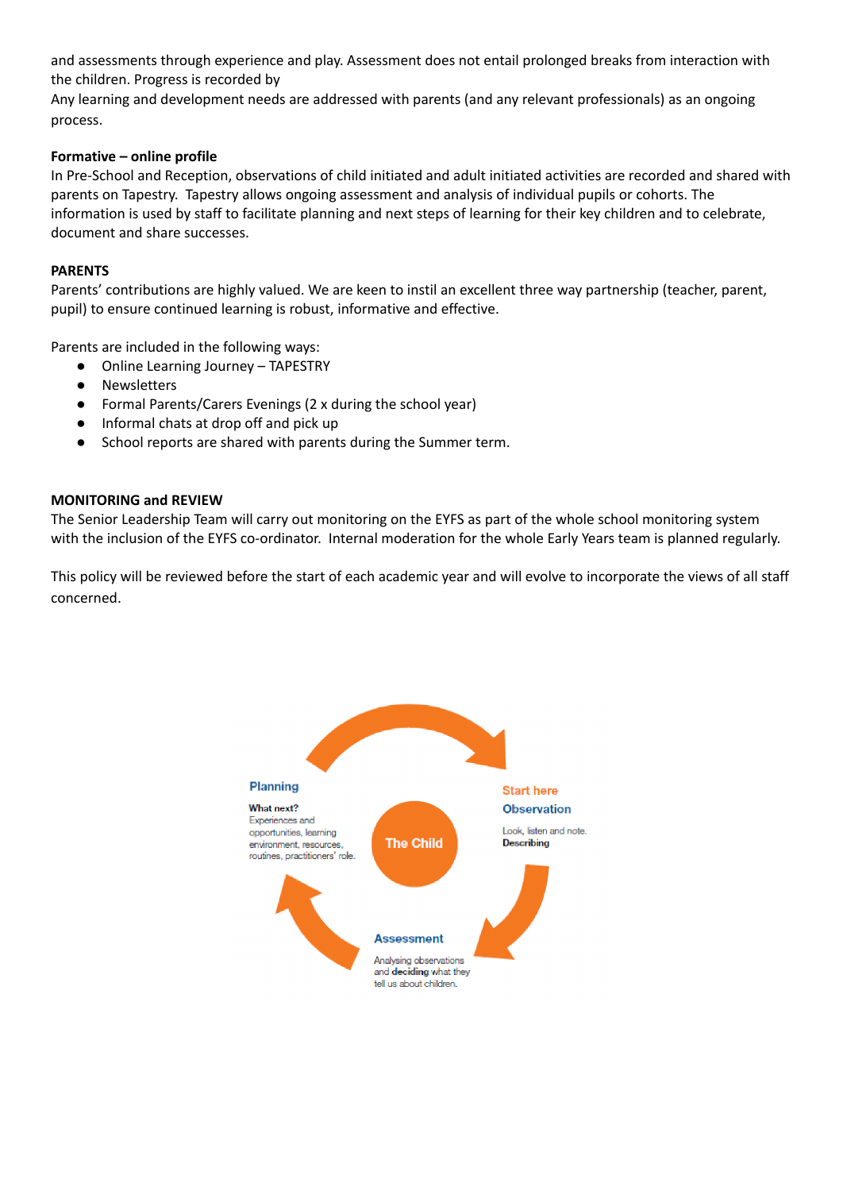and assessments through experience and play. Assessment does not entail prolonged breaks from interaction with the children. Progress is recorded by
Any learning and development needs are addressed with parents (and any relevant professionals) as an ongoing process.

**Formative – online profile**
In Pre-School and Reception, observations of child initiated and adult initiated activities are recorded and shared with parents on Tapestry. Tapestry allows ongoing assessment and analysis of individual pupils or cohorts. The information is used by staff to facilitate planning and next steps of learning for their key children and to celebrate, document and share successes.

**PARENTS**
Parents' contributions are highly valued. We are keen to instil an excellent three way partnership (teacher, parent, pupil) to ensure continued learning is robust, informative and effective.

Parents are included in the following ways:

- Online Learning Journey – TAPESTRY
- Newsletters
- Formal Parents/Carers Evenings (2 x during the school year)
- Informal chats at drop off and pick up
- School reports are shared with parents during the Summer term.

**MONITORING and REVIEW**
The Senior Leadership Team will carry out monitoring on the EYFS as part of the whole school monitoring system with the inclusion of the EYFS co-ordinator. Internal moderation for the whole Early Years team is planned regularly.

This policy will be reviewed before the start of each academic year and will evolve to incorporate the views of all staff concerned.

Planning

**What next?**
Experiences and opportunities, learning environment, resources, routines, practitioners' role.

The Child

Start here
Observation

Look, listen and note.
**Describing**

Assessment

Analysing observations and **deciding** what they tell us about children.